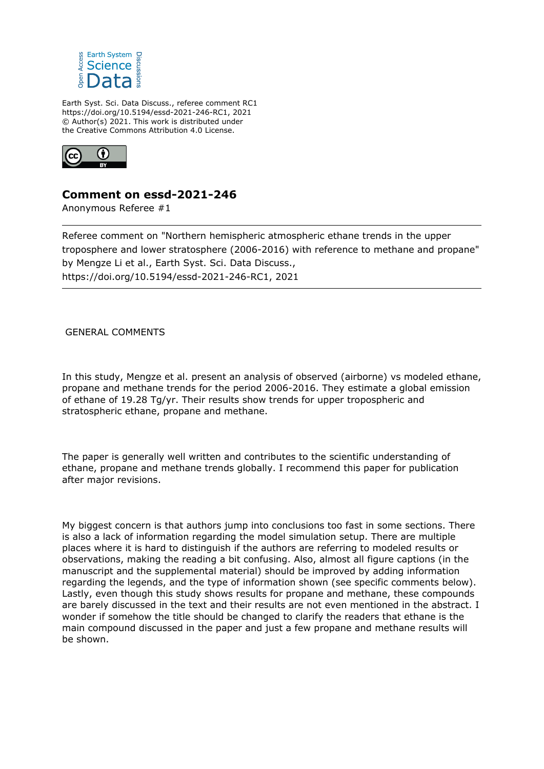Earth System Science Data Discussions

Earth Syst. Sci. Data Discuss., referee comment RC1
https://doi.org/10.5194/essd-2021-246-RC1, 2021
© Author(s) 2021. This work is distributed under
the Creative Commons Attribution 4.0 License.

# Comment on essd-2021-246

Anonymous Referee #1

---

Referee comment on "Northern hemispheric atmospheric ethane trends in the upper troposphere and lower stratosphere (2006-2016) with reference to methane and propane" by Mengze Li et al., Earth Syst. Sci. Data Discuss., https://doi.org/10.5194/essd-2021-246-RC1, 2021

---

GENERAL COMMENTS

In this study, Mengze et al. present an analysis of observed (airborne) vs modeled ethane, propane and methane trends for the period 2006-2016. They estimate a global emission of ethane of 19.28 Tg/yr. Their results show trends for upper tropospheric and stratospheric ethane, propane and methane.

The paper is generally well written and contributes to the scientific understanding of ethane, propane and methane trends globally. I recommend this paper for publication after major revisions.

My biggest concern is that authors jump into conclusions too fast in some sections. There is also a lack of information regarding the model simulation setup. There are multiple places where it is hard to distinguish if the authors are referring to modeled results or observations, making the reading a bit confusing. Also, almost all figure captions (in the manuscript and the supplemental material) should be improved by adding information regarding the legends, and the type of information shown (see specific comments below). Lastly, even though this study shows results for propane and methane, these compounds are barely discussed in the text and their results are not even mentioned in the abstract. I wonder if somehow the title should be changed to clarify the readers that ethane is the main compound discussed in the paper and just a few propane and methane results will be shown.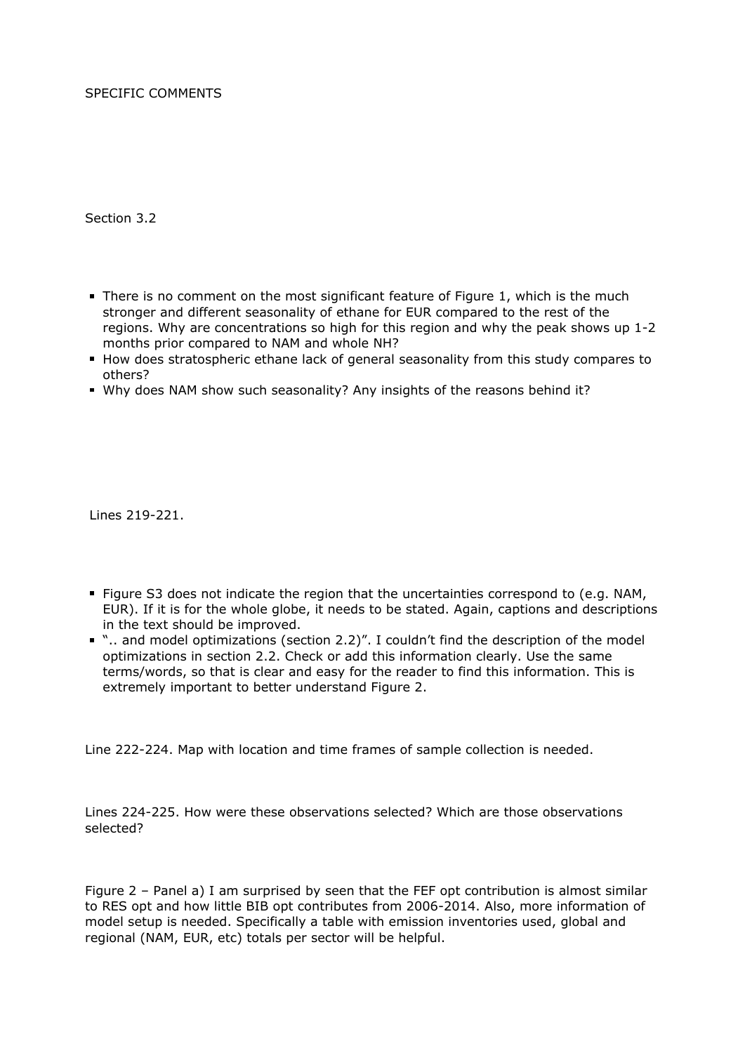SPECIFIC COMMENTS

Section 3.2

- There is no comment on the most significant feature of Figure 1, which is the much stronger and different seasonality of ethane for EUR compared to the rest of the regions. Why are concentrations so high for this region and why the peak shows up 1-2 months prior compared to NAM and whole NH?
- How does stratospheric ethane lack of general seasonality from this study compares to others?
- Why does NAM show such seasonality? Any insights of the reasons behind it?

Lines 219-221.

- Figure S3 does not indicate the region that the uncertainties correspond to (e.g. NAM, EUR). If it is for the whole globe, it needs to be stated. Again, captions and descriptions in the text should be improved.
- ".. and model optimizations (section 2.2)". I couldn't find the description of the model optimizations in section 2.2. Check or add this information clearly. Use the same terms/words, so that is clear and easy for the reader to find this information. This is extremely important to better understand Figure 2.

Line 222-224. Map with location and time frames of sample collection is needed.

Lines 224-225. How were these observations selected? Which are those observations selected?

Figure 2 – Panel a) I am surprised by seen that the FEF opt contribution is almost similar to RES opt and how little BIB opt contributes from 2006-2014. Also, more information of model setup is needed. Specifically a table with emission inventories used, global and regional (NAM, EUR, etc) totals per sector will be helpful.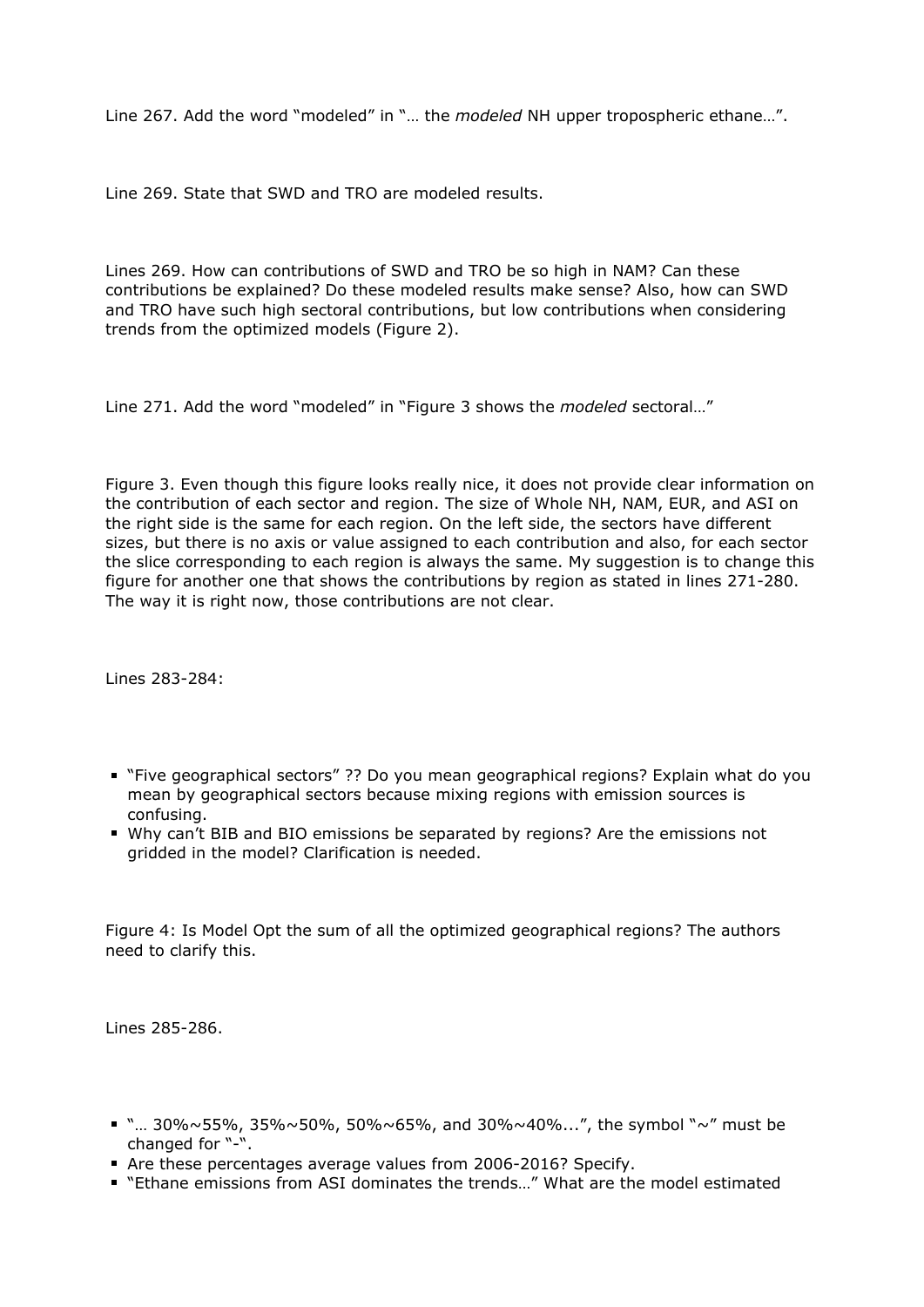Line 267. Add the word “modeled” in “… the *modeled* NH upper tropospheric ethane…”.

Line 269. State that SWD and TRO are modeled results.

Lines 269. How can contributions of SWD and TRO be so high in NAM? Can these contributions be explained? Do these modeled results make sense? Also, how can SWD and TRO have such high sectoral contributions, but low contributions when considering trends from the optimized models (Figure 2).

Line 271. Add the word “modeled” in “Figure 3 shows the *modeled* sectoral…”

Figure 3. Even though this figure looks really nice, it does not provide clear information on the contribution of each sector and region. The size of Whole NH, NAM, EUR, and ASI on the right side is the same for each region. On the left side, the sectors have different sizes, but there is no axis or value assigned to each contribution and also, for each sector the slice corresponding to each region is always the same. My suggestion is to change this figure for another one that shows the contributions by region as stated in lines 271-280. The way it is right now, those contributions are not clear.

Lines 283-284:

- “Five geographical sectors” ?? Do you mean geographical regions? Explain what do you mean by geographical sectors because mixing regions with emission sources is confusing.
- Why can’t BIB and BIO emissions be separated by regions? Are the emissions not gridded in the model? Clarification is needed.

Figure 4: Is Model Opt the sum of all the optimized geographical regions? The authors need to clarify this.

Lines 285-286.

- “… 30%~55%, 35%~50%, 50%~65%, and 30%~40%...”, the symbol “~” must be changed for “-“.
- Are these percentages average values from 2006-2016? Specify.
- “Ethane emissions from ASI dominates the trends…” What are the model estimated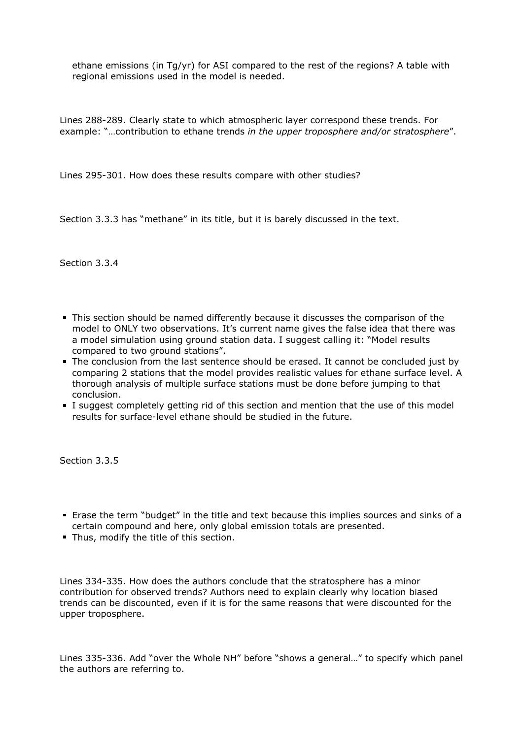ethane emissions (in Tg/yr) for ASI compared to the rest of the regions? A table with regional emissions used in the model is needed.

Lines 288-289. Clearly state to which atmospheric layer correspond these trends. For example: "…contribution to ethane trends *in the upper troposphere and/or stratosphere*".

Lines 295-301. How does these results compare with other studies?

Section 3.3.3 has "methane" in its title, but it is barely discussed in the text.

Section 3.3.4

- This section should be named differently because it discusses the comparison of the model to ONLY two observations. It's current name gives the false idea that there was a model simulation using ground station data. I suggest calling it: "Model results compared to two ground stations".
- The conclusion from the last sentence should be erased. It cannot be concluded just by comparing 2 stations that the model provides realistic values for ethane surface level. A thorough analysis of multiple surface stations must be done before jumping to that conclusion.
- I suggest completely getting rid of this section and mention that the use of this model results for surface-level ethane should be studied in the future.

Section 3.3.5

- Erase the term "budget" in the title and text because this implies sources and sinks of a certain compound and here, only global emission totals are presented.
- Thus, modify the title of this section.

Lines 334-335. How does the authors conclude that the stratosphere has a minor contribution for observed trends? Authors need to explain clearly why location biased trends can be discounted, even if it is for the same reasons that were discounted for the upper troposphere.

Lines 335-336. Add "over the Whole NH" before "shows a general…" to specify which panel the authors are referring to.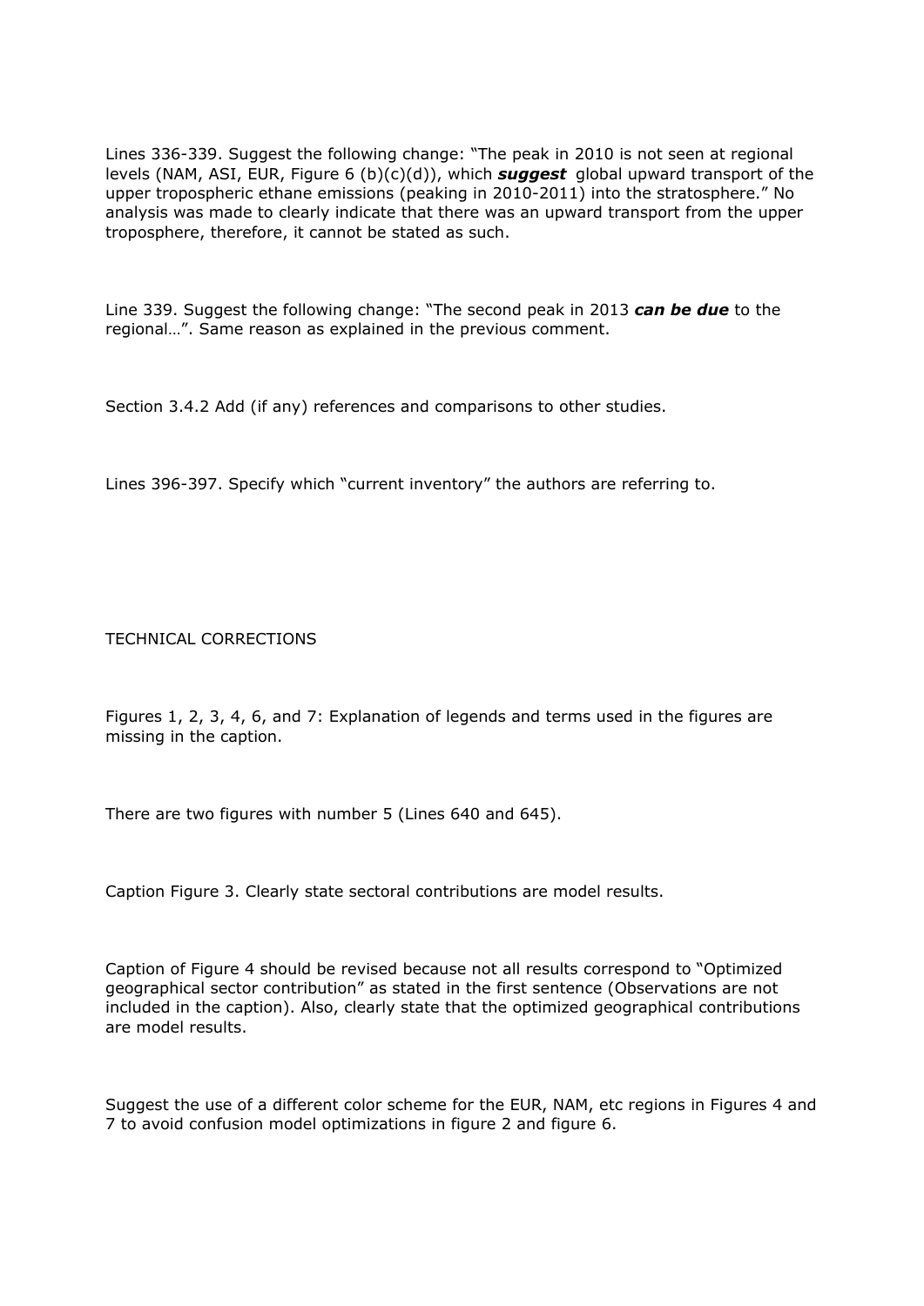Lines 336-339. Suggest the following change: "The peak in 2010 is not seen at regional levels (NAM, ASI, EUR, Figure 6 (b)(c)(d)), which ***suggest*** global upward transport of the upper tropospheric ethane emissions (peaking in 2010-2011) into the stratosphere." No analysis was made to clearly indicate that there was an upward transport from the upper troposphere, therefore, it cannot be stated as such.

Line 339. Suggest the following change: "The second peak in 2013 ***can be due*** to the regional…". Same reason as explained in the previous comment.

Section 3.4.2 Add (if any) references and comparisons to other studies.

Lines 396-397. Specify which "current inventory" the authors are referring to.

TECHNICAL CORRECTIONS

Figures 1, 2, 3, 4, 6, and 7: Explanation of legends and terms used in the figures are missing in the caption.

There are two figures with number 5 (Lines 640 and 645).

Caption Figure 3. Clearly state sectoral contributions are model results.

Caption of Figure 4 should be revised because not all results correspond to "Optimized geographical sector contribution" as stated in the first sentence (Observations are not included in the caption). Also, clearly state that the optimized geographical contributions are model results.

Suggest the use of a different color scheme for the EUR, NAM, etc regions in Figures 4 and 7 to avoid confusion model optimizations in figure 2 and figure 6.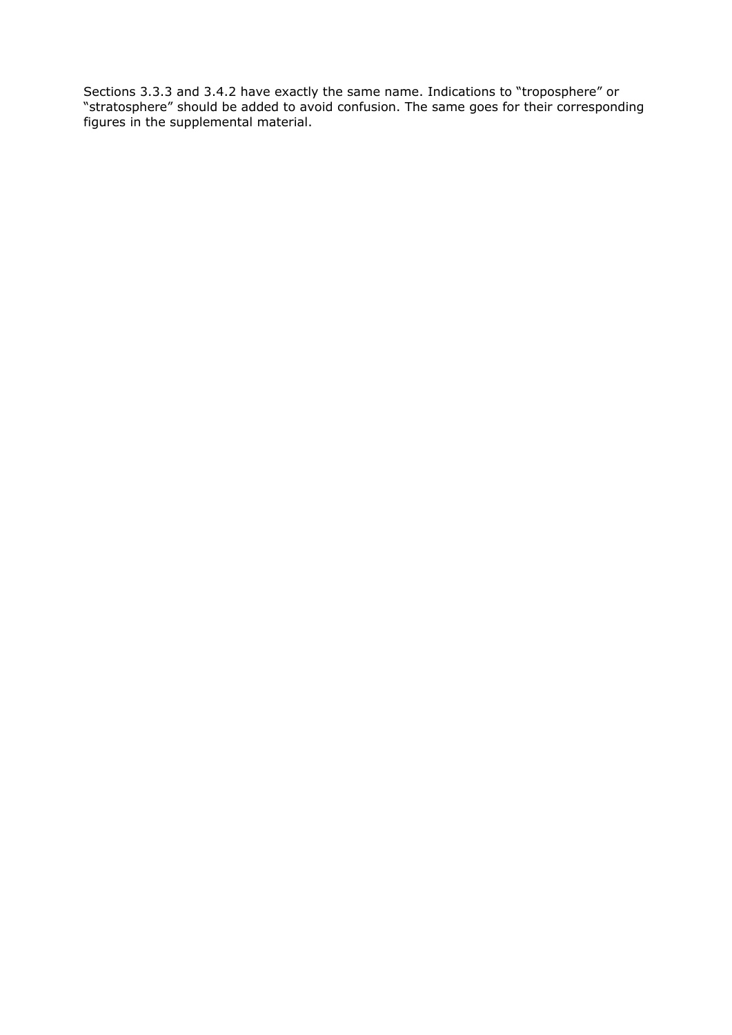Sections 3.3.3 and 3.4.2 have exactly the same name. Indications to "troposphere" or "stratosphere" should be added to avoid confusion. The same goes for their corresponding figures in the supplemental material.